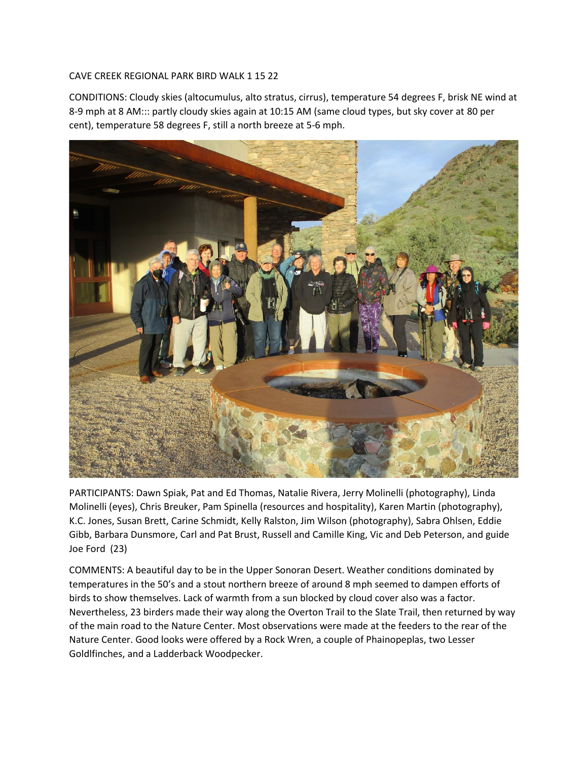CAVE CREEK REGIONAL PARK BIRD WALK 1 15 22

CONDITIONS: Cloudy skies (altocumulus, alto stratus, cirrus), temperature 54 degrees F, brisk NE wind at 8-9 mph at 8 AM::: partly cloudy skies again at 10:15 AM (same cloud types, but sky cover at 80 per cent), temperature 58 degrees F, still a north breeze at 5-6 mph.

PARTICIPANTS: Dawn Spiak, Pat and Ed Thomas, Natalie Rivera, Jerry Molinelli (photography), Linda Molinelli (eyes), Chris Breuker, Pam Spinella (resources and hospitality), Karen Martin (photography), K.C. Jones, Susan Brett, Carine Schmidt, Kelly Ralston, Jim Wilson (photography), Sabra Ohlsen, Eddie Gibb, Barbara Dunsmore, Carl and Pat Brust, Russell and Camille King, Vic and Deb Peterson, and guide Joe Ford (23)

COMMENTS: A beautiful day to be in the Upper Sonoran Desert. Weather conditions dominated by temperatures in the 50's and a stout northern breeze of around 8 mph seemed to dampen efforts of birds to show themselves. Lack of warmth from a sun blocked by cloud cover also was a factor. Nevertheless, 23 birders made their way along the Overton Trail to the Slate Trail, then returned by way of the main road to the Nature Center. Most observations were made at the feeders to the rear of the Nature Center. Good looks were offered by a Rock Wren, a couple of Phainopeplas, two Lesser Goldlfinches, and a Ladderback Woodpecker.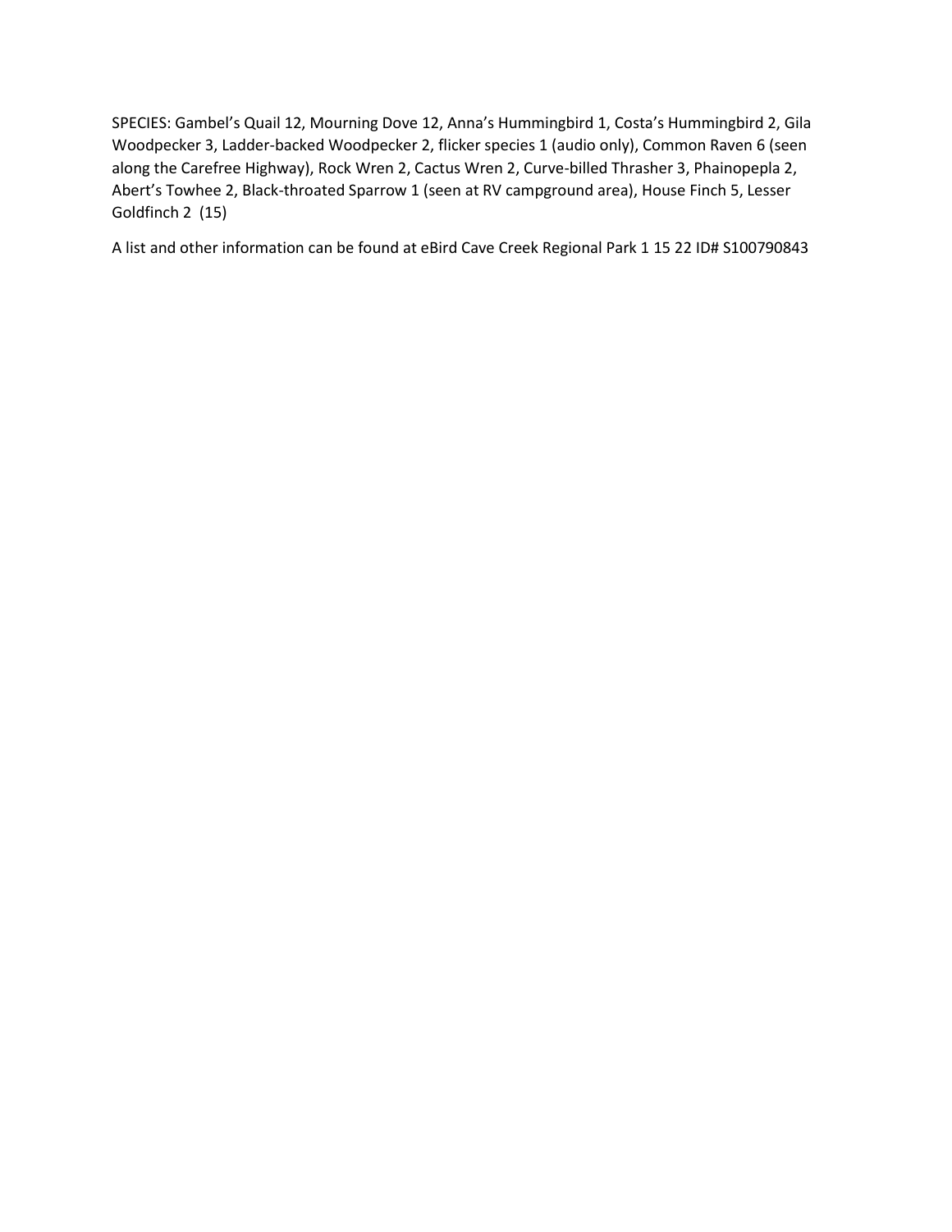SPECIES: Gambel's Quail 12, Mourning Dove 12, Anna's Hummingbird 1, Costa's Hummingbird 2, Gila Woodpecker 3, Ladder-backed Woodpecker 2, flicker species 1 (audio only), Common Raven 6 (seen along the Carefree Highway), Rock Wren 2, Cactus Wren 2, Curve-billed Thrasher 3, Phainopepla 2, Abert's Towhee 2, Black-throated Sparrow 1 (seen at RV campground area), House Finch 5, Lesser Goldfinch 2 (15)

A list and other information can be found at eBird Cave Creek Regional Park 1 15 22 ID# S100790843